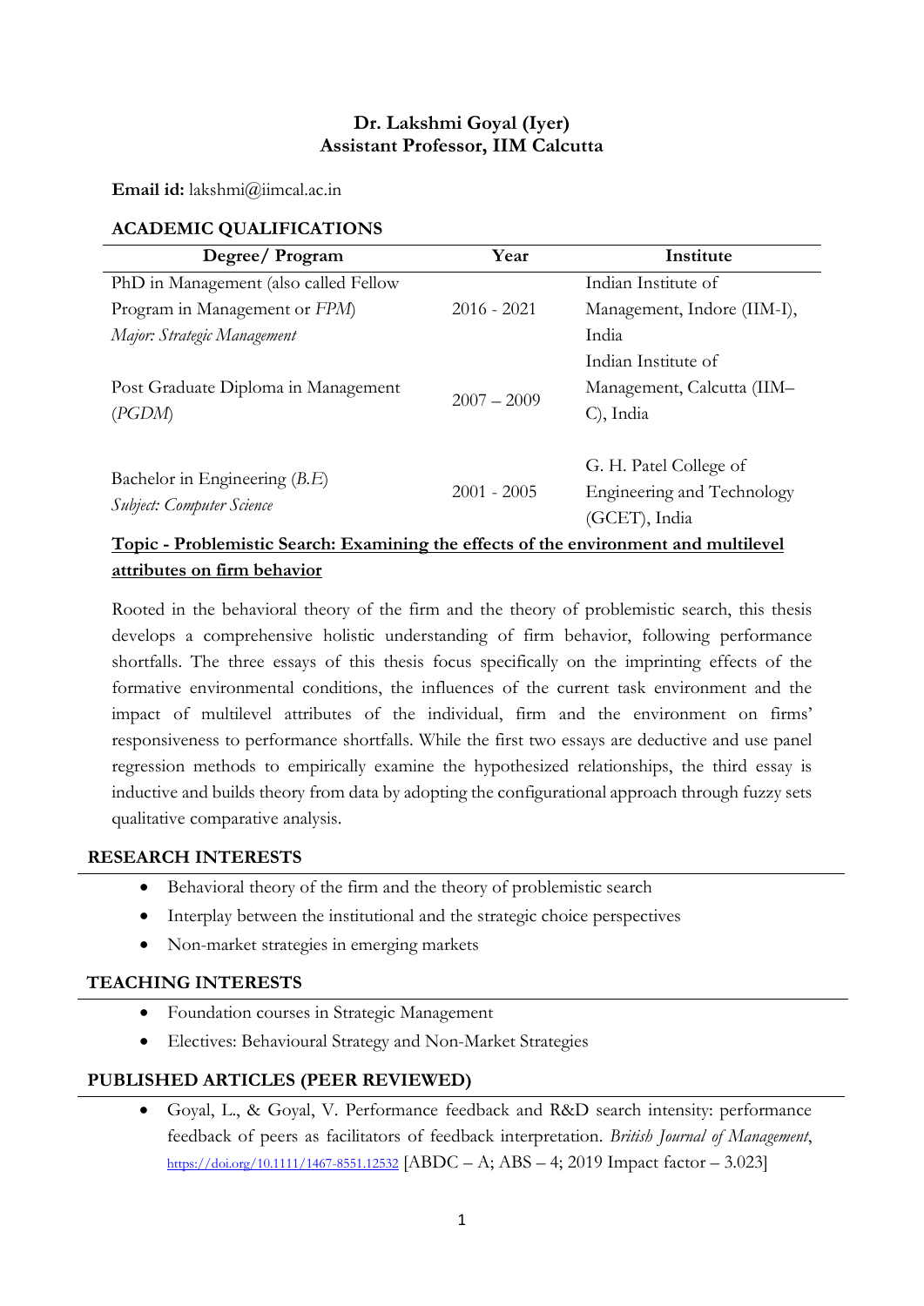# Dr. Lakshmi Goyal (Iyer)
## Assistant Professor, IIM Calcutta

**Email id:** lakshmi@iimcal.ac.in

## ACADEMIC QUALIFICATIONS

| Degree/ Program | Year | Institute |
|---|---|---|
| PhD in Management (also called Fellow Program in Management or *FPM*)<br>*Major: Strategic Management* | 2016 - 2021 | Indian Institute of Management, Indore (IIM-I), India |
| Post Graduate Diploma in Management (*PGDM*) | 2007 – 2009 | Indian Institute of Management, Calcutta (IIM–C), India |
| Bachelor in Engineering (*B.E*)<br>*Subject: Computer Science* | 2001 - 2005 | G. H. Patel College of Engineering and Technology (GCET), India |

**Topic - Problemistic Search: Examining the effects of the environment and multilevel attributes on firm behavior**

Rooted in the behavioral theory of the firm and the theory of problemistic search, this thesis develops a comprehensive holistic understanding of firm behavior, following performance shortfalls. The three essays of this thesis focus specifically on the imprinting effects of the formative environmental conditions, the influences of the current task environment and the impact of multilevel attributes of the individual, firm and the environment on firms' responsiveness to performance shortfalls. While the first two essays are deductive and use panel regression methods to empirically examine the hypothesized relationships, the third essay is inductive and builds theory from data by adopting the configurational approach through fuzzy sets qualitative comparative analysis.

## RESEARCH INTERESTS

- Behavioral theory of the firm and the theory of problemistic search
- Interplay between the institutional and the strategic choice perspectives
- Non-market strategies in emerging markets

## TEACHING INTERESTS

- Foundation courses in Strategic Management
- Electives: Behavioural Strategy and Non-Market Strategies

## PUBLISHED ARTICLES (PEER REVIEWED)

- Goyal, L., & Goyal, V. Performance feedback and R&D search intensity: performance feedback of peers as facilitators of feedback interpretation. *British Journal of Management*, https://doi.org/10.1111/1467-8551.12532 [ABDC – A; ABS – 4; 2019 Impact factor – 3.023]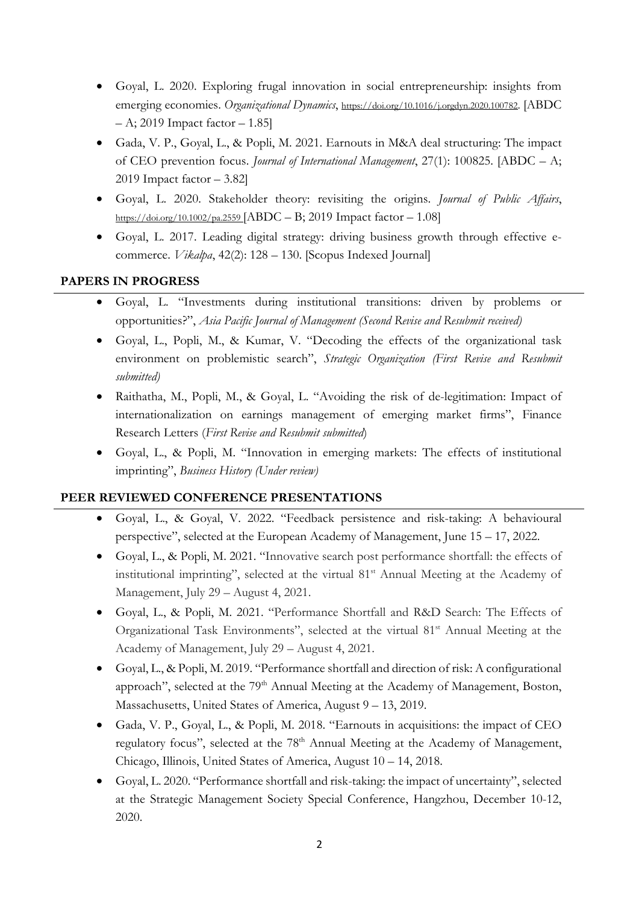- Goyal, L. 2020. Exploring frugal innovation in social entrepreneurship: insights from emerging economies. *Organizational Dynamics*, https://doi.org/10.1016/j.orgdyn.2020.100782. [ABDC – A; 2019 Impact factor – 1.85]
- Gada, V. P., Goyal, L., & Popli, M. 2021. Earnouts in M&A deal structuring: The impact of CEO prevention focus. *Journal of International Management*, 27(1): 100825. [ABDC – A; 2019 Impact factor – 3.82]
- Goyal, L. 2020. Stakeholder theory: revisiting the origins. *Journal of Public Affairs*, https://doi.org/10.1002/pa.2559 [ABDC – B; 2019 Impact factor – 1.08]
- Goyal, L. 2017. Leading digital strategy: driving business growth through effective e-commerce. *Vikalpa*, 42(2): 128 – 130. [Scopus Indexed Journal]

## PAPERS IN PROGRESS

- Goyal, L. "Investments during institutional transitions: driven by problems or opportunities?", *Asia Pacific Journal of Management (Second Revise and Resubmit received)*
- Goyal, L., Popli, M., & Kumar, V. "Decoding the effects of the organizational task environment on problemistic search", *Strategic Organization (First Revise and Resubmit submitted)*
- Raithatha, M., Popli, M., & Goyal, L. "Avoiding the risk of de-legitimation: Impact of internationalization on earnings management of emerging market firms", Finance Research Letters (*First Revise and Resubmit submitted*)
- Goyal, L., & Popli, M. "Innovation in emerging markets: The effects of institutional imprinting", *Business History (Under review)*

## PEER REVIEWED CONFERENCE PRESENTATIONS

- Goyal, L., & Goyal, V. 2022. "Feedback persistence and risk-taking: A behavioural perspective", selected at the European Academy of Management, June 15 – 17, 2022.
- Goyal, L., & Popli, M. 2021. "Innovative search post performance shortfall: the effects of institutional imprinting", selected at the virtual 81st Annual Meeting at the Academy of Management, July 29 – August 4, 2021.
- Goyal, L., & Popli, M. 2021. "Performance Shortfall and R&D Search: The Effects of Organizational Task Environments", selected at the virtual 81st Annual Meeting at the Academy of Management, July 29 – August 4, 2021.
- Goyal, L., & Popli, M. 2019. "Performance shortfall and direction of risk: A configurational approach", selected at the 79th Annual Meeting at the Academy of Management, Boston, Massachusetts, United States of America, August 9 – 13, 2019.
- Gada, V. P., Goyal, L., & Popli, M. 2018. "Earnouts in acquisitions: the impact of CEO regulatory focus", selected at the 78th Annual Meeting at the Academy of Management, Chicago, Illinois, United States of America, August 10 – 14, 2018.
- Goyal, L. 2020. "Performance shortfall and risk-taking: the impact of uncertainty", selected at the Strategic Management Society Special Conference, Hangzhou, December 10-12, 2020.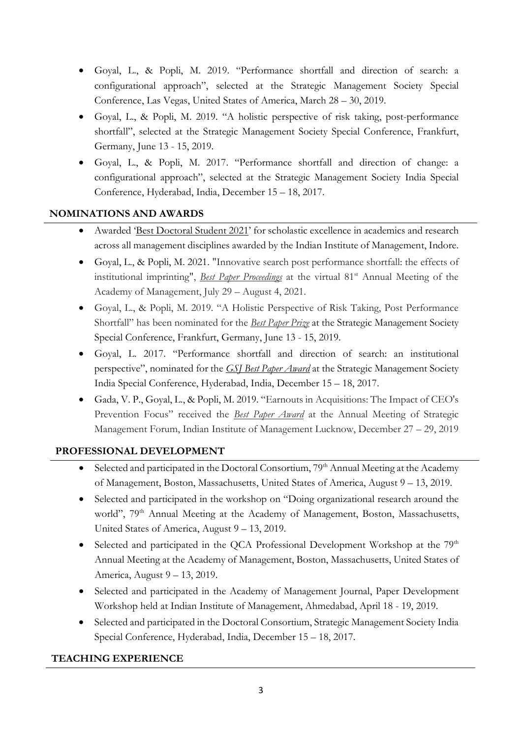- Goyal, L., & Popli, M. 2019. "Performance shortfall and direction of search: a configurational approach", selected at the Strategic Management Society Special Conference, Las Vegas, United States of America, March 28 – 30, 2019.
- Goyal, L., & Popli, M. 2019. "A holistic perspective of risk taking, post-performance shortfall", selected at the Strategic Management Society Special Conference, Frankfurt, Germany, June 13 - 15, 2019.
- Goyal, L., & Popli, M. 2017. "Performance shortfall and direction of change: a configurational approach", selected at the Strategic Management Society India Special Conference, Hyderabad, India, December 15 – 18, 2017.

## NOMINATIONS AND AWARDS

- Awarded 'Best Doctoral Student 2021' for scholastic excellence in academics and research across all management disciplines awarded by the Indian Institute of Management, Indore.
- Goyal, L., & Popli, M. 2021. "Innovative search post performance shortfall: the effects of institutional imprinting", *Best Paper Proceedings* at the virtual 81st Annual Meeting of the Academy of Management, July 29 – August 4, 2021.
- Goyal, L., & Popli, M. 2019. "A Holistic Perspective of Risk Taking, Post Performance Shortfall" has been nominated for the *Best Paper Prize* at the Strategic Management Society Special Conference, Frankfurt, Germany, June 13 - 15, 2019.
- Goyal, L. 2017. "Performance shortfall and direction of search: an institutional perspective", nominated for the *GSJ Best Paper Award* at the Strategic Management Society India Special Conference, Hyderabad, India, December 15 – 18, 2017.
- Gada, V. P., Goyal, L., & Popli, M. 2019. "Earnouts in Acquisitions: The Impact of CEO's Prevention Focus" received the *Best Paper Award* at the Annual Meeting of Strategic Management Forum, Indian Institute of Management Lucknow, December 27 – 29, 2019

## PROFESSIONAL DEVELOPMENT

- Selected and participated in the Doctoral Consortium, 79th Annual Meeting at the Academy of Management, Boston, Massachusetts, United States of America, August 9 – 13, 2019.
- Selected and participated in the workshop on "Doing organizational research around the world", 79th Annual Meeting at the Academy of Management, Boston, Massachusetts, United States of America, August 9 – 13, 2019.
- Selected and participated in the QCA Professional Development Workshop at the 79th Annual Meeting at the Academy of Management, Boston, Massachusetts, United States of America, August 9 – 13, 2019.
- Selected and participated in the Academy of Management Journal, Paper Development Workshop held at Indian Institute of Management, Ahmedabad, April 18 - 19, 2019.
- Selected and participated in the Doctoral Consortium, Strategic Management Society India Special Conference, Hyderabad, India, December 15 – 18, 2017.

## TEACHING EXPERIENCE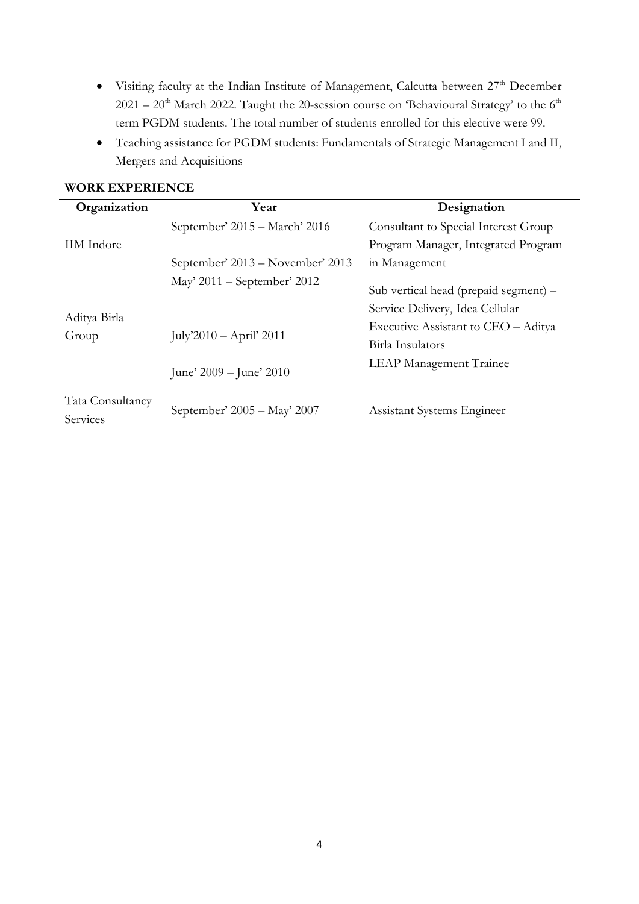- Visiting faculty at the Indian Institute of Management, Calcutta between 27th December 2021 – 20th March 2022. Taught the 20-session course on 'Behavioural Strategy' to the 6th term PGDM students. The total number of students enrolled for this elective were 99.
- Teaching assistance for PGDM students: Fundamentals of Strategic Management I and II, Mergers and Acquisitions

**WORK EXPERIENCE**

| Organization | Year | Designation |
|---|---|---|
| IIM Indore | September' 2015 – March' 2016 | Consultant to Special Interest Group |
| | September' 2013 – November' 2013 | Program Manager, Integrated Program in Management |
| Aditya Birla Group | May' 2011 – September' 2012 | Sub vertical head (prepaid segment) – Service Delivery, Idea Cellular |
| | July'2010 – April' 2011 | Executive Assistant to CEO – Aditya Birla Insulators |
| | June' 2009 – June' 2010 | LEAP Management Trainee |
| Tata Consultancy Services | September' 2005 – May' 2007 | Assistant Systems Engineer |